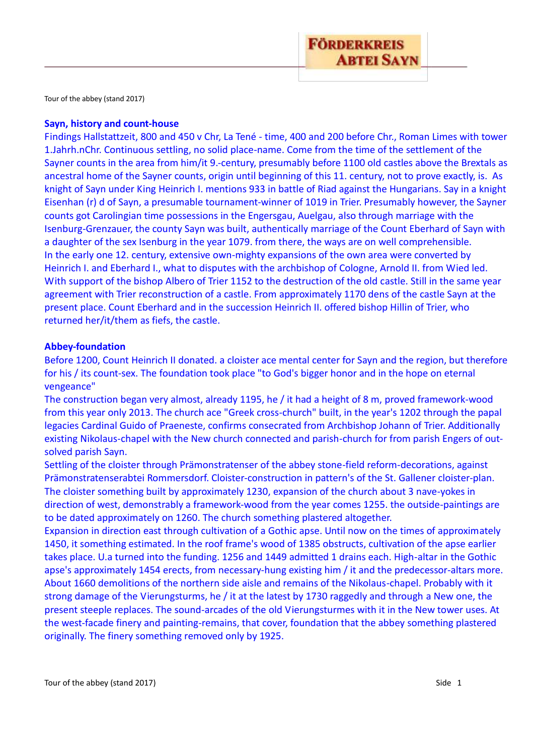**FÖRDERKREIS ABTEI SAYN**

Tour of the abbey (stand 2017)

## Sayn, history and count-house

Findings Hallstattzeit, 800 and 450 v Chr, La Tené - time, 400 and 200 before Chr., Roman Limes with tower 1.Jahrh.nChr. Continuous settling, no solid place-name. Come from the time of the settlement of the Sayner counts in the area from him/it 9.-century, presumably before 1100 old castles above the Brextals as ancestral home of the Sayner counts, origin until beginning of this 11. century, not to prove exactly, is. As knight of Sayn under King Heinrich I. mentions 933 in battle of Riad against the Hungarians. Say in a knight Eisenhan (r) d of Sayn, a presumable tournament-winner of 1019 in Trier. Presumably however, the Sayner counts got Carolingian time possessions in the Engersgau, Auelgau, also through marriage with the Isenburg-Grenzauer, the county Sayn was built, authentically marriage of the Count Eberhard of Sayn with a daughter of the sex Isenburg in the year 1079. from there, the ways are on well comprehensible.
In the early one 12. century, extensive own-mighty expansions of the own area were converted by Heinrich I. and Eberhard I., what to disputes with the archbishop of Cologne, Arnold II. from Wied led. With support of the bishop Albero of Trier 1152 to the destruction of the old castle. Still in the same year agreement with Trier reconstruction of a castle. From approximately 1170 dens of the castle Sayn at the present place. Count Eberhard and in the succession Heinrich II. offered bishop Hillin of Trier, who returned her/it/them as fiefs, the castle.

## Abbey-foundation

Before 1200, Count Heinrich II donated. a cloister ace mental center for Sayn and the region, but therefore for his / its count-sex. The foundation took place "to God's bigger honor and in the hope on eternal vengeance"
The construction began very almost, already 1195, he / it had a height of 8 m, proved framework-wood from this year only 2013. The church ace "Greek cross-church" built, in the year's 1202 through the papal legacies Cardinal Guido of Praeneste, confirms consecrated from Archbishop Johann of Trier. Additionally existing Nikolaus-chapel with the New church connected and parish-church for from parish Engers of out-solved parish Sayn.
Settling of the cloister through Prämonstratenser of the abbey stone-field reform-decorations, against Prämonstratenserabtei Rommersdorf. Cloister-construction in pattern's of the St. Gallener cloister-plan. The cloister something built by approximately 1230, expansion of the church about 3 nave-yokes in direction of west, demonstrably a framework-wood from the year comes 1255. the outside-paintings are to be dated approximately on 1260. The church something plastered altogether.
Expansion in direction east through cultivation of a Gothic apse. Until now on the times of approximately 1450, it something estimated. In the roof frame's wood of 1385 obstructs, cultivation of the apse earlier takes place. U.a turned into the funding. 1256 and 1449 admitted 1 drains each. High-altar in the Gothic apse's approximately 1454 erects, from necessary-hung existing him / it and the predecessor-altars more. About 1660 demolitions of the northern side aisle and remains of the Nikolaus-chapel. Probably with it strong damage of the Vierungsturms, he / it at the latest by 1730 raggedly and through a New one, the present steeple replaces. The sound-arcades of the old Vierungsturmes with it in the New tower uses. At the west-facade finery and painting-remains, that cover, foundation that the abbey something plastered originally. The finery something removed only by 1925.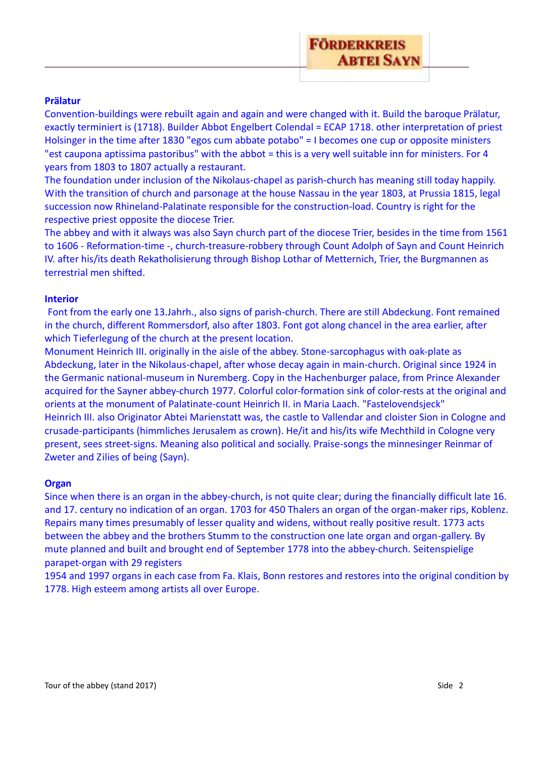## Prälatur

Convention-buildings were rebuilt again and again and were changed with it. Build the baroque Prälatur, exactly terminiert is (1718). Builder Abbot Engelbert Colendal = ECAP 1718. other interpretation of priest Holsinger in the time after 1830 "egos cum abbate potabo" = I becomes one cup or opposite ministers "est caupona aptissima pastoribus" with the abbot = this is a very well suitable inn for ministers. For 4 years from 1803 to 1807 actually a restaurant.

The foundation under inclusion of the Nikolaus-chapel as parish-church has meaning still today happily. With the transition of church and parsonage at the house Nassau in the year 1803, at Prussia 1815, legal succession now Rhineland-Palatinate responsible for the construction-load. Country is right for the respective priest opposite the diocese Trier.

The abbey and with it always was also Sayn church part of the diocese Trier, besides in the time from 1561 to 1606 - Reformation-time -, church-treasure-robbery through Count Adolph of Sayn and Count Heinrich IV. after his/its death Rekatholisierung through Bishop Lothar of Metternich, Trier, the Burgmannen as terrestrial men shifted.

## Interior

Font from the early one 13.Jahrh., also signs of parish-church. There are still Abdeckung. Font remained in the church, different Rommersdorf, also after 1803. Font got along chancel in the area earlier, after which Tieferlegung of the church at the present location.

Monument Heinrich III. originally in the aisle of the abbey. Stone-sarcophagus with oak-plate as Abdeckung, later in the Nikolaus-chapel, after whose decay again in main-church. Original since 1924 in the Germanic national-museum in Nuremberg. Copy in the Hachenburger palace, from Prince Alexander acquired for the Sayner abbey-church 1977. Colorful color-formation sink of color-rests at the original and orients at the monument of Palatinate-count Heinrich II. in Maria Laach. "Fastelovendsjeck"

Heinrich III. also Originator Abtei Marienstatt was, the castle to Vallendar and cloister Sion in Cologne and crusade-participants (himmliches Jerusalem as crown). He/it and his/its wife Mechthild in Cologne very present, sees street-signs. Meaning also political and socially. Praise-songs the minnesinger Reinmar of Zweter and Zilies of being (Sayn).

## Organ

Since when there is an organ in the abbey-church, is not quite clear; during the financially difficult late 16. and 17. century no indication of an organ. 1703 for 450 Thalers an organ of the organ-maker rips, Koblenz. Repairs many times presumably of lesser quality and widens, without really positive result. 1773 acts between the abbey and the brothers Stumm to the construction one late organ and organ-gallery. By mute planned and built and brought end of September 1778 into the abbey-church. Seitenspielige parapet-organ with 29 registers

1954 and 1997 organs in each case from Fa. Klais, Bonn restores and restores into the original condition by 1778. High esteem among artists all over Europe.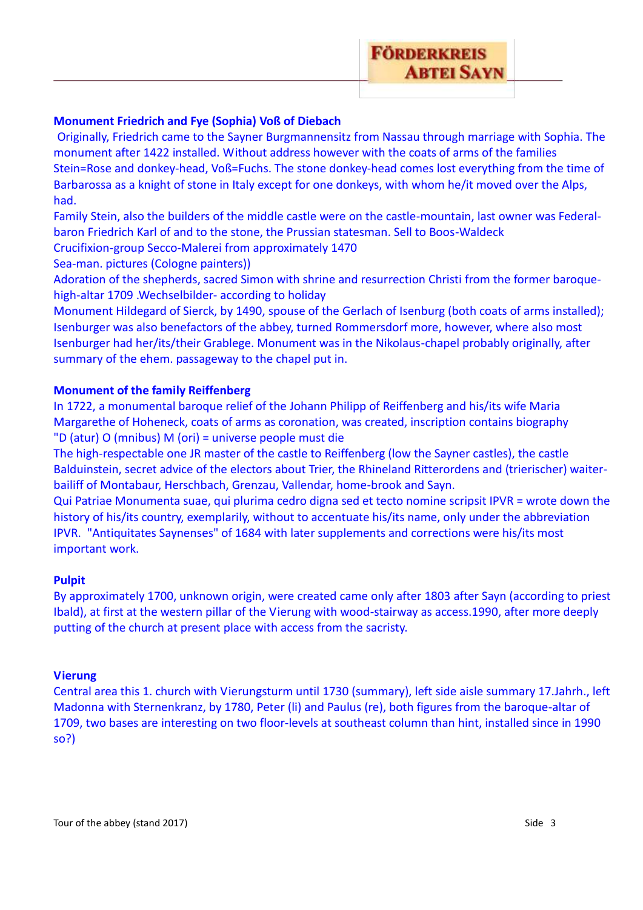#### Monument Friedrich and Fye (Sophia) Voß of Diebach

Originally, Friedrich came to the Sayner Burgmannensitz from Nassau through marriage with Sophia. The monument after 1422 installed. Without address however with the coats of arms of the families Stein=Rose and donkey-head, Voß=Fuchs. The stone donkey-head comes lost everything from the time of Barbarossa as a knight of stone in Italy except for one donkeys, with whom he/it moved over the Alps, had.

Family Stein, also the builders of the middle castle were on the castle-mountain, last owner was Federal-baron Friedrich Karl of and to the stone, the Prussian statesman. Sell to Boos-Waldeck

Crucifixion-group Secco-Malerei from approximately 1470

Sea-man. pictures (Cologne painters))

Adoration of the shepherds, sacred Simon with shrine and resurrection Christi from the former baroque-high-altar 1709 .Wechselbilder- according to holiday

Monument Hildegard of Sierck, by 1490, spouse of the Gerlach of Isenburg (both coats of arms installed); Isenburger was also benefactors of the abbey, turned Rommersdorf more, however, where also most Isenburger had her/its/their Grablege. Monument was in the Nikolaus-chapel probably originally, after summary of the ehem. passageway to the chapel put in.

#### Monument of the family Reiffenberg

In 1722, a monumental baroque relief of the Johann Philipp of Reiffenberg and his/its wife Maria Margarethe of Hoheneck, coats of arms as coronation, was created, inscription contains biography "D (atur) O (mnibus) M (ori) = universe people must die

The high-respectable one JR master of the castle to Reiffenberg (low the Sayner castles), the castle Balduinstein, secret advice of the electors about Trier, the Rhineland Ritterordens and (trierischer) waiter-bailiff of Montabaur, Herschbach, Grenzau, Vallendar, home-brook and Sayn.

Qui Patriae Monumenta suae, qui plurima cedro digna sed et tecto nomine scripsit IPVR = wrote down the history of his/its country, exemplarily, without to accentuate his/its name, only under the abbreviation IPVR. "Antiquitates Saynenses" of 1684 with later supplements and corrections were his/its most important work.

#### Pulpit

By approximately 1700, unknown origin, were created came only after 1803 after Sayn (according to priest Ibald), at first at the western pillar of the Vierung with wood-stairway as access.1990, after more deeply putting of the church at present place with access from the sacristy.

#### Vierung

Central area this 1. church with Vierungsturm until 1730 (summary), left side aisle summary 17.Jahrh., left Madonna with Sternenkranz, by 1780, Peter (li) and Paulus (re), both figures from the baroque-altar of 1709, two bases are interesting on two floor-levels at southeast column than hint, installed since in 1990 so?)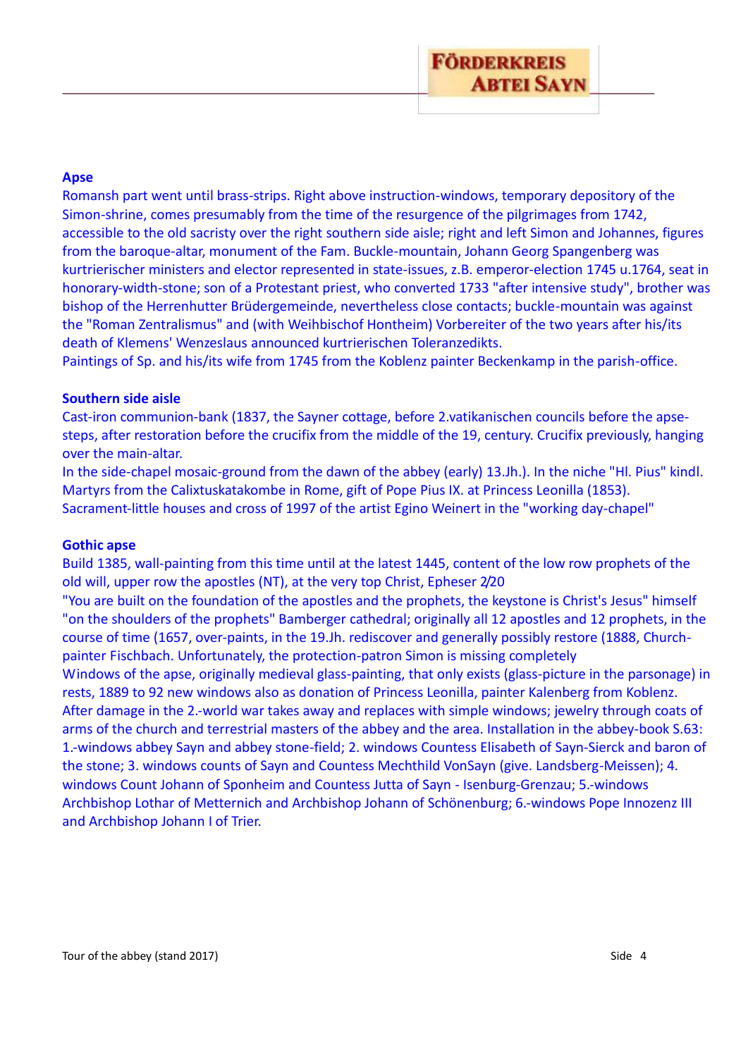## Apse

Romansh part went until brass-strips. Right above instruction-windows, temporary depository of the Simon-shrine, comes presumably from the time of the resurgence of the pilgrimages from 1742, accessible to the old sacristy over the right southern side aisle; right and left Simon and Johannes, figures from the baroque-altar, monument of the Fam. Buckle-mountain, Johann Georg Spangenberg was kurtrierischer ministers and elector represented in state-issues, z.B. emperor-election 1745 u.1764, seat in honorary-width-stone; son of a Protestant priest, who converted 1733 "after intensive study", brother was bishop of the Herrenhutter Brüdergemeinde, nevertheless close contacts; buckle-mountain was against the "Roman Zentralismus" and (with Weihbischof Hontheim) Vorbereiter of the two years after his/its death of Klemens' Wenzeslaus announced kurtrierischen Toleranzedikts.

Paintings of Sp. and his/its wife from 1745 from the Koblenz painter Beckenkamp in the parish-office.

## Southern side aisle

Cast-iron communion-bank (1837, the Sayner cottage, before 2.vatikanischen councils before the apse-steps, after restoration before the crucifix from the middle of the 19, century. Crucifix previously, hanging over the main-altar.

In the side-chapel mosaic-ground from the dawn of the abbey (early) 13.Jh.). In the niche "Hl. Pius" kindl. Martyrs from the Calixtuskatakombe in Rome, gift of Pope Pius IX. at Princess Leonilla (1853).

Sacrament-little houses and cross of 1997 of the artist Egino Weinert in the "working day-chapel"

## Gothic apse

Build 1385, wall-painting from this time until at the latest 1445, content of the low row prophets of the old will, upper row the apostles (NT), at the very top Christ, Epheser 2/20

"You are built on the foundation of the apostles and the prophets, the keystone is Christ's Jesus" himself "on the shoulders of the prophets" Bamberger cathedral; originally all 12 apostles and 12 prophets, in the course of time (1657, over-paints, in the 19.Jh. rediscover and generally possibly restore (1888, Church-painter Fischbach. Unfortunately, the protection-patron Simon is missing completely

Windows of the apse, originally medieval glass-painting, that only exists (glass-picture in the parsonage) in rests, 1889 to 92 new windows also as donation of Princess Leonilla, painter Kalenberg from Koblenz. After damage in the 2.-world war takes away and replaces with simple windows; jewelry through coats of arms of the church and terrestrial masters of the abbey and the area. Installation in the abbey-book S.63: 1.-windows abbey Sayn and abbey stone-field; 2. windows Countess Elisabeth of Sayn-Sierck and baron of the stone; 3. windows counts of Sayn and Countess Mechthild VonSayn (give. Landsberg-Meissen); 4. windows Count Johann of Sponheim and Countess Jutta of Sayn - Isenburg-Grenzau; 5.-windows Archbishop Lothar of Metternich and Archbishop Johann of Schönenburg; 6.-windows Pope Innozenz III and Archbishop Johann I of Trier.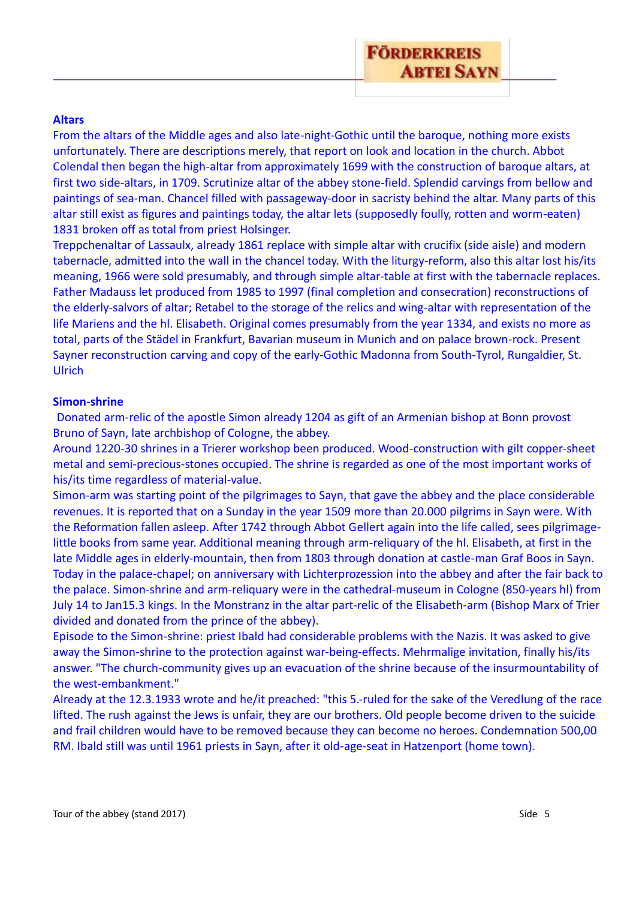**Altars**

From the altars of the Middle ages and also late-night-Gothic until the baroque, nothing more exists unfortunately. There are descriptions merely, that report on look and location in the church. Abbot Colendal then began the high-altar from approximately 1699 with the construction of baroque altars, at first two side-altars, in 1709. Scrutinize altar of the abbey stone-field. Splendid carvings from bellow and paintings of sea-man. Chancel filled with passageway-door in sacristy behind the altar. Many parts of this altar still exist as figures and paintings today, the altar lets (supposedly foully, rotten and worm-eaten) 1831 broken off as total from priest Holsinger.
Treppchenaltar of Lassaulx, already 1861 replace with simple altar with crucifix (side aisle) and modern tabernacle, admitted into the wall in the chancel today. With the liturgy-reform, also this altar lost his/its meaning, 1966 were sold presumably, and through simple altar-table at first with the tabernacle replaces. Father Madauss let produced from 1985 to 1997 (final completion and consecration) reconstructions of the elderly-salvors of altar; Retabel to the storage of the relics and wing-altar with representation of the life Mariens and the hl. Elisabeth. Original comes presumably from the year 1334, and exists no more as total, parts of the Städel in Frankfurt, Bavarian museum in Munich and on palace brown-rock. Present Sayner reconstruction carving and copy of the early-Gothic Madonna from South-Tyrol, Rungaldier, St. Ulrich

**Simon-shrine**

Donated arm-relic of the apostle Simon already 1204 as gift of an Armenian bishop at Bonn provost Bruno of Sayn, late archbishop of Cologne, the abbey.
Around 1220-30 shrines in a Trierer workshop been produced. Wood-construction with gilt copper-sheet metal and semi-precious-stones occupied. The shrine is regarded as one of the most important works of his/its time regardless of material-value.
Simon-arm was starting point of the pilgrimages to Sayn, that gave the abbey and the place considerable revenues. It is reported that on a Sunday in the year 1509 more than 20.000 pilgrims in Sayn were. With the Reformation fallen asleep. After 1742 through Abbot Gellert again into the life called, sees pilgrimage-little books from same year. Additional meaning through arm-reliquary of the hl. Elisabeth, at first in the late Middle ages in elderly-mountain, then from 1803 through donation at castle-man Graf Boos in Sayn. Today in the palace-chapel; on anniversary with Lichterprozession into the abbey and after the fair back to the palace. Simon-shrine and arm-reliquary were in the cathedral-museum in Cologne (850-years hl) from July 14 to Jan15.3 kings. In the Monstranz in the altar part-relic of the Elisabeth-arm (Bishop Marx of Trier divided and donated from the prince of the abbey).
Episode to the Simon-shrine: priest Ibald had considerable problems with the Nazis. It was asked to give away the Simon-shrine to the protection against war-being-effects. Mehrmalige invitation, finally his/its answer. "The church-community gives up an evacuation of the shrine because of the insurmountability of the west-embankment."
Already at the 12.3.1933 wrote and he/it preached: "this 5.-ruled for the sake of the Veredlung of the race lifted. The rush against the Jews is unfair, they are our brothers. Old people become driven to the suicide and frail children would have to be removed because they can become no heroes. Condemnation 500,00 RM. Ibald still was until 1961 priests in Sayn, after it old-age-seat in Hatzenport (home town).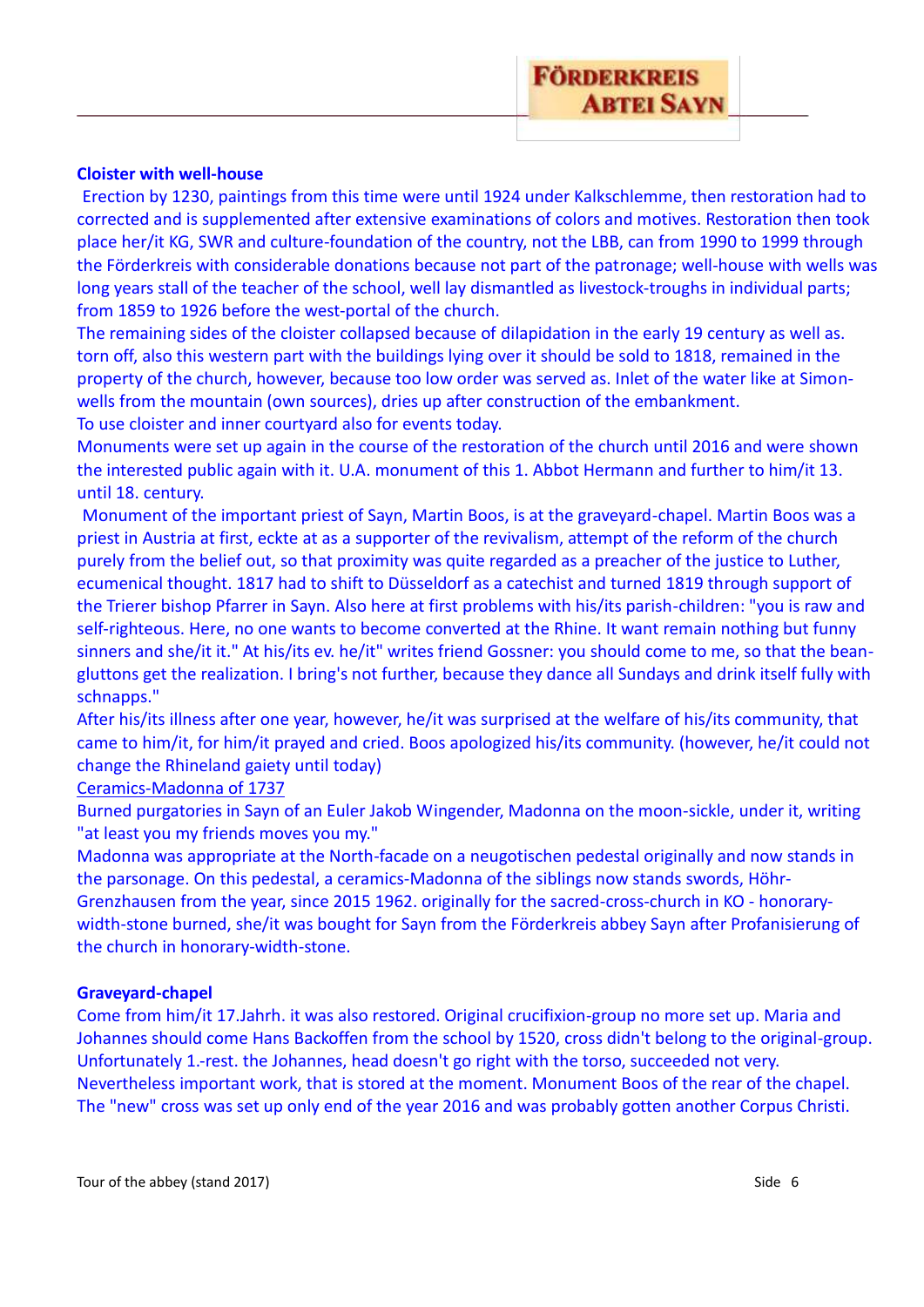**Cloister with well-house**

Erection by 1230, paintings from this time were until 1924 under Kalkschlemme, then restoration had to corrected and is supplemented after extensive examinations of colors and motives. Restoration then took place her/it KG, SWR and culture-foundation of the country, not the LBB, can from 1990 to 1999 through the Förderkreis with considerable donations because not part of the patronage; well-house with wells was long years stall of the teacher of the school, well lay dismantled as livestock-troughs in individual parts; from 1859 to 1926 before the west-portal of the church.

The remaining sides of the cloister collapsed because of dilapidation in the early 19 century as well as. torn off, also this western part with the buildings lying over it should be sold to 1818, remained in the property of the church, however, because too low order was served as. Inlet of the water like at Simon-wells from the mountain (own sources), dries up after construction of the embankment.

To use cloister and inner courtyard also for events today.

Monuments were set up again in the course of the restoration of the church until 2016 and were shown the interested public again with it. U.A. monument of this 1. Abbot Hermann and further to him/it 13. until 18. century.

Monument of the important priest of Sayn, Martin Boos, is at the graveyard-chapel. Martin Boos was a priest in Austria at first, eckte at as a supporter of the revivalism, attempt of the reform of the church purely from the belief out, so that proximity was quite regarded as a preacher of the justice to Luther, ecumenical thought. 1817 had to shift to Düsseldorf as a catechist and turned 1819 through support of the Trierer bishop Pfarrer in Sayn. Also here at first problems with his/its parish-children: "you is raw and self-righteous. Here, no one wants to become converted at the Rhine. It want remain nothing but funny sinners and she/it it." At his/its ev. he/it" writes friend Gossner: you should come to me, so that the bean-gluttons get the realization. I bring's not further, because they dance all Sundays and drink itself fully with schnapps."

After his/its illness after one year, however, he/it was surprised at the welfare of his/its community, that came to him/it, for him/it prayed and cried. Boos apologized his/its community. (however, he/it could not change the Rhineland gaiety until today)

Ceramics-Madonna of 1737

Burned purgatories in Sayn of an Euler Jakob Wingender, Madonna on the moon-sickle, under it, writing "at least you my friends moves you my."

Madonna was appropriate at the North-facade on a neugotischen pedestal originally and now stands in the parsonage. On this pedestal, a ceramics-Madonna of the siblings now stands swords, Höhr-Grenzhausen from the year, since 2015 1962. originally for the sacred-cross-church in KO - honorary-width-stone burned, she/it was bought for Sayn from the Förderkreis abbey Sayn after Profanisierung of the church in honorary-width-stone.

**Graveyard-chapel**

Come from him/it 17.Jahrh. it was also restored. Original crucifixion-group no more set up. Maria and Johannes should come Hans Backoffen from the school by 1520, cross didn't belong to the original-group. Unfortunately 1.-rest. the Johannes, head doesn't go right with the torso, succeeded not very. Nevertheless important work, that is stored at the moment. Monument Boos of the rear of the chapel. The "new" cross was set up only end of the year 2016 and was probably gotten another Corpus Christi.